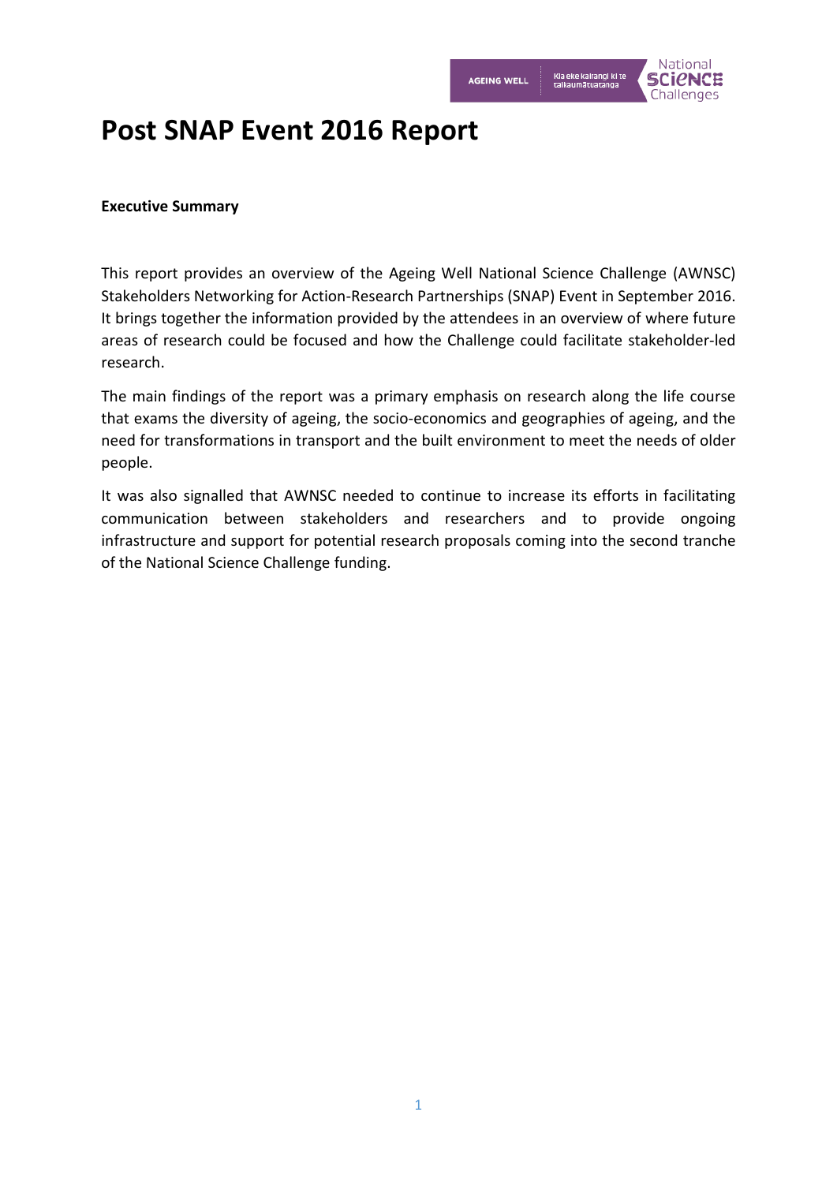# Post SNAP Event 2016 Report

**Executive Summary**

This report provides an overview of the Ageing Well National Science Challenge (AWNSC) Stakeholders Networking for Action-Research Partnerships (SNAP) Event in September 2016. It brings together the information provided by the attendees in an overview of where future areas of research could be focused and how the Challenge could facilitate stakeholder-led research.

The main findings of the report was a primary emphasis on research along the life course that exams the diversity of ageing, the socio-economics and geographies of ageing, and the need for transformations in transport and the built environment to meet the needs of older people.

It was also signalled that AWNSC needed to continue to increase its efforts in facilitating communication between stakeholders and researchers and to provide ongoing infrastructure and support for potential research proposals coming into the second tranche of the National Science Challenge funding.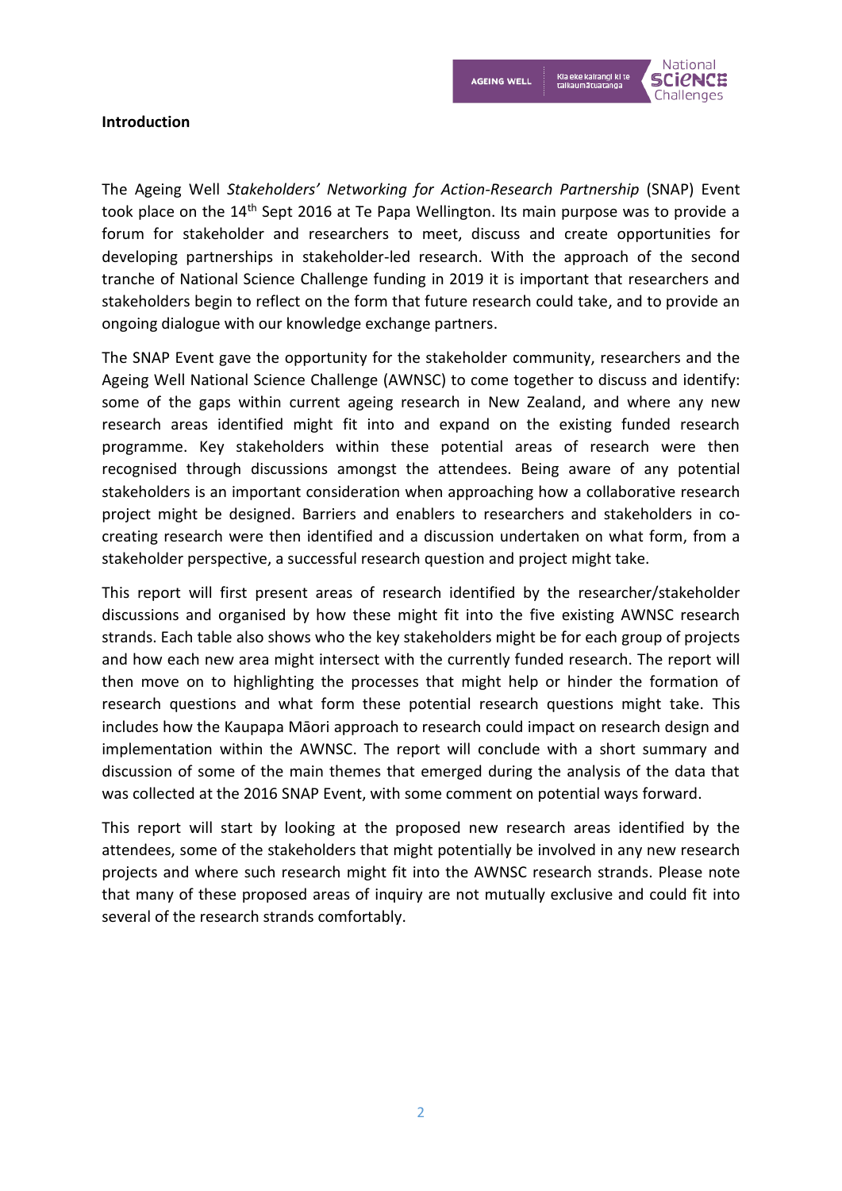**Introduction**

The Ageing Well *Stakeholders' Networking for Action-Research Partnership* (SNAP) Event took place on the 14th Sept 2016 at Te Papa Wellington. Its main purpose was to provide a forum for stakeholder and researchers to meet, discuss and create opportunities for developing partnerships in stakeholder-led research. With the approach of the second tranche of National Science Challenge funding in 2019 it is important that researchers and stakeholders begin to reflect on the form that future research could take, and to provide an ongoing dialogue with our knowledge exchange partners.

The SNAP Event gave the opportunity for the stakeholder community, researchers and the Ageing Well National Science Challenge (AWNSC) to come together to discuss and identify: some of the gaps within current ageing research in New Zealand, and where any new research areas identified might fit into and expand on the existing funded research programme. Key stakeholders within these potential areas of research were then recognised through discussions amongst the attendees. Being aware of any potential stakeholders is an important consideration when approaching how a collaborative research project might be designed. Barriers and enablers to researchers and stakeholders in co-creating research were then identified and a discussion undertaken on what form, from a stakeholder perspective, a successful research question and project might take.

This report will first present areas of research identified by the researcher/stakeholder discussions and organised by how these might fit into the five existing AWNSC research strands. Each table also shows who the key stakeholders might be for each group of projects and how each new area might intersect with the currently funded research. The report will then move on to highlighting the processes that might help or hinder the formation of research questions and what form these potential research questions might take. This includes how the Kaupapa Māori approach to research could impact on research design and implementation within the AWNSC. The report will conclude with a short summary and discussion of some of the main themes that emerged during the analysis of the data that was collected at the 2016 SNAP Event, with some comment on potential ways forward.

This report will start by looking at the proposed new research areas identified by the attendees, some of the stakeholders that might potentially be involved in any new research projects and where such research might fit into the AWNSC research strands. Please note that many of these proposed areas of inquiry are not mutually exclusive and could fit into several of the research strands comfortably.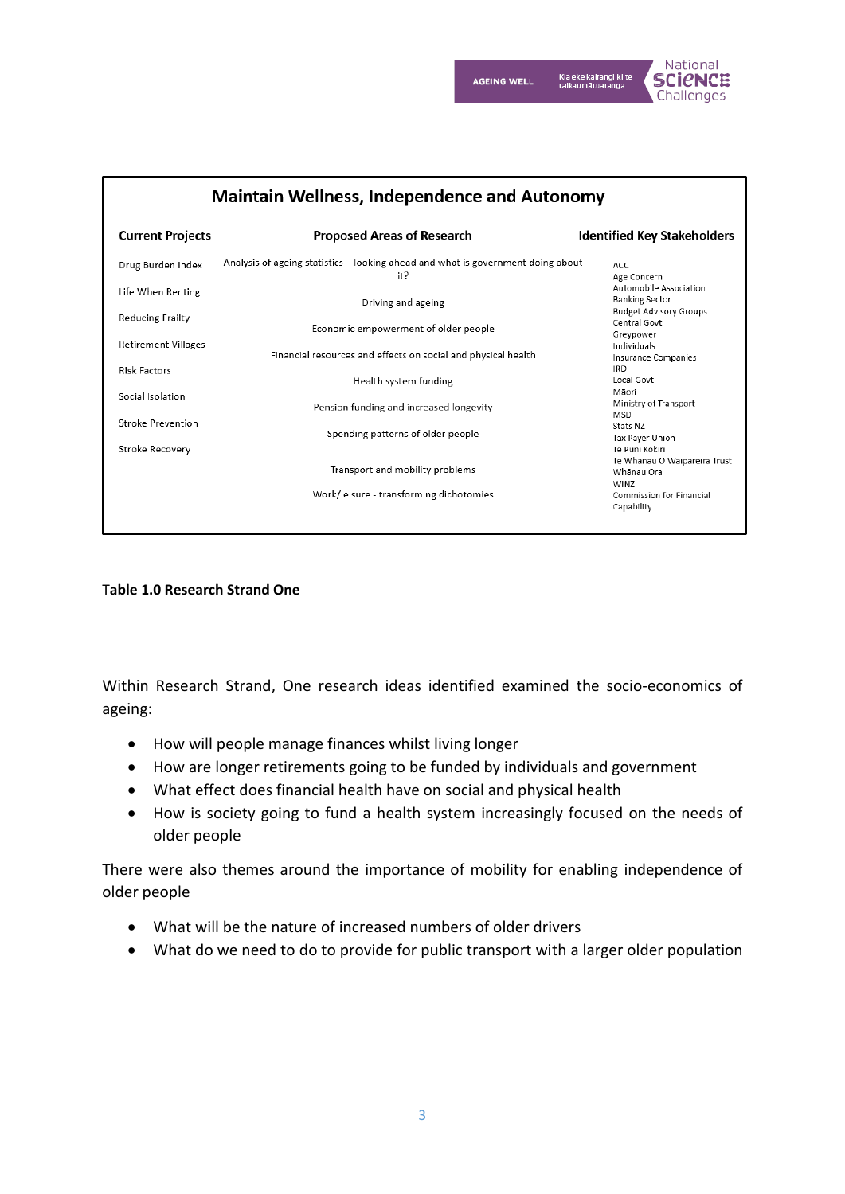| Maintain Wellness, Independence and Autonomy | | |
|---|---|---|
| **Current Projects** | **Proposed Areas of Research** | **Identified Key Stakeholders** |
| Drug Burden Index | Analysis of ageing statistics – looking ahead and what is government doing about it? | ACC |
| Life When Renting | Driving and ageing | Age Concern |
| Reducing Frailty | Economic empowerment of older people | Automobile Association |
| Retirement Villages | Financial resources and effects on social and physical health | Banking Sector |
| Risk Factors | Health system funding | Budget Advisory Groups |
| Social Isolation | Pension funding and increased longevity | Central Govt |
| Stroke Prevention | Spending patterns of older people | Greypower |
| Stroke Recovery | Transport and mobility problems | Individuals |
| | Work/leisure - transforming dichotomies | Insurance Companies |
| | | IRD |
| | | Local Govt |
| | | Māori |
| | | Ministry of Transport |
| | | MSD |
| | | Stats NZ |
| | | Tax Payer Union |
| | | Te Puni Kōkiri |
| | | Te Whānau O Waipareira Trust |
| | | Whānau Ora |
| | | WINZ |
| | | Commission for Financial Capability |

**Table 1.0 Research Strand One**

Within Research Strand, One research ideas identified examined the socio-economics of ageing:

- How will people manage finances whilst living longer
- How are longer retirements going to be funded by individuals and government
- What effect does financial health have on social and physical health
- How is society going to fund a health system increasingly focused on the needs of older people

There were also themes around the importance of mobility for enabling independence of older people

- What will be the nature of increased numbers of older drivers
- What do we need to do to provide for public transport with a larger older population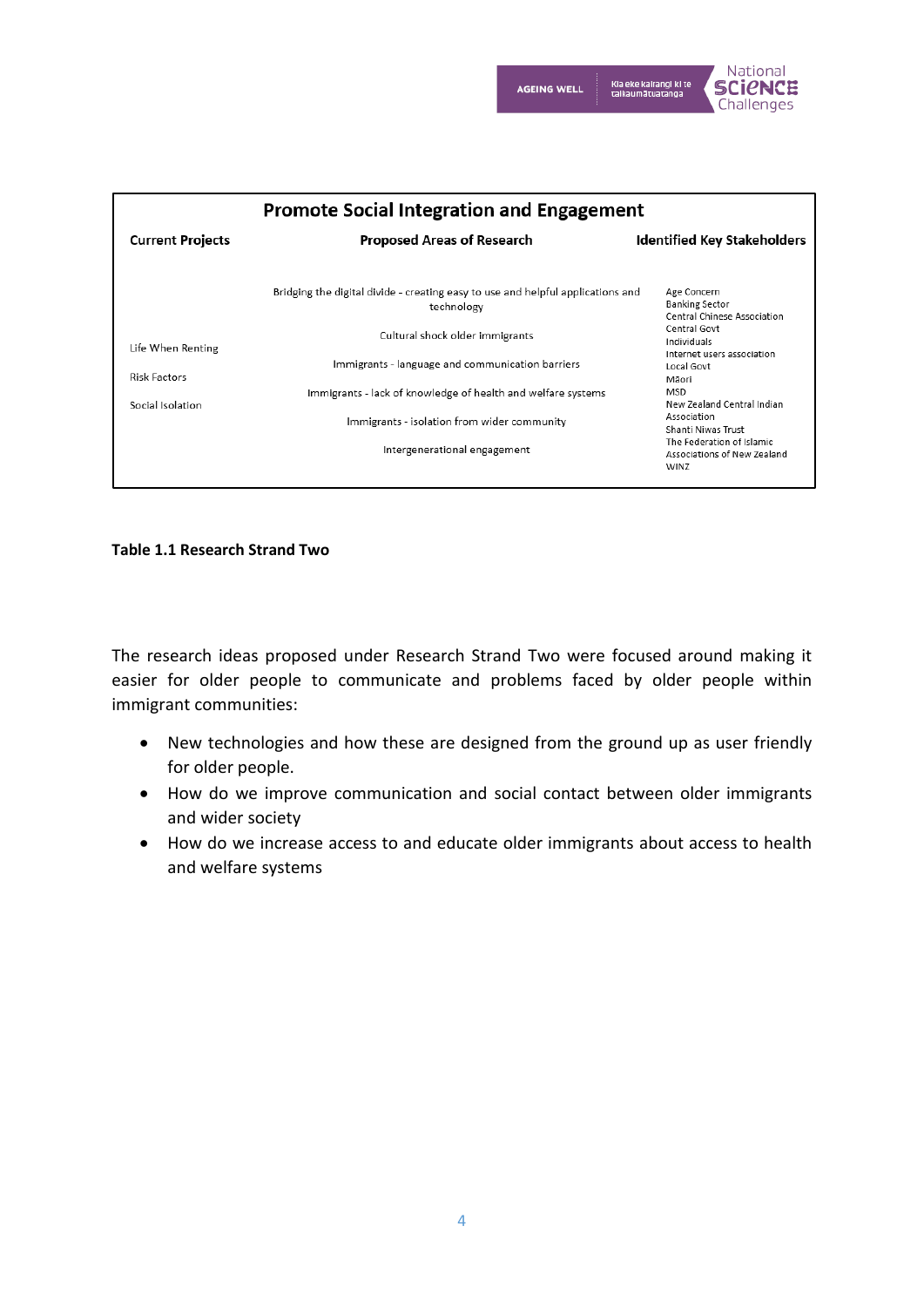| Promote Social Integration and Engagement | | |
|---|---|---|
| **Current Projects** | **Proposed Areas of Research** | **Identified Key Stakeholders** |
| Life When Renting<br>Risk Factors<br>Social Isolation | Bridging the digital divide - creating easy to use and helpful applications and technology<br>Cultural shock older immigrants<br>Immigrants - language and communication barriers<br>Immigrants - lack of knowledge of health and welfare systems<br>Immigrants - isolation from wider community<br>Intergenerational engagement | Age Concern<br>Banking Sector<br>Central Chinese Association<br>Central Govt<br>Individuals<br>Internet users association<br>Local Govt<br>Māori<br>MSD<br>New Zealand Central Indian Association<br>Shanti Niwas Trust<br>The Federation of Islamic Associations of New Zealand<br>WINZ |

**Table 1.1 Research Strand Two**

The research ideas proposed under Research Strand Two were focused around making it easier for older people to communicate and problems faced by older people within immigrant communities:

- New technologies and how these are designed from the ground up as user friendly for older people.
- How do we improve communication and social contact between older immigrants and wider society
- How do we increase access to and educate older immigrants about access to health and welfare systems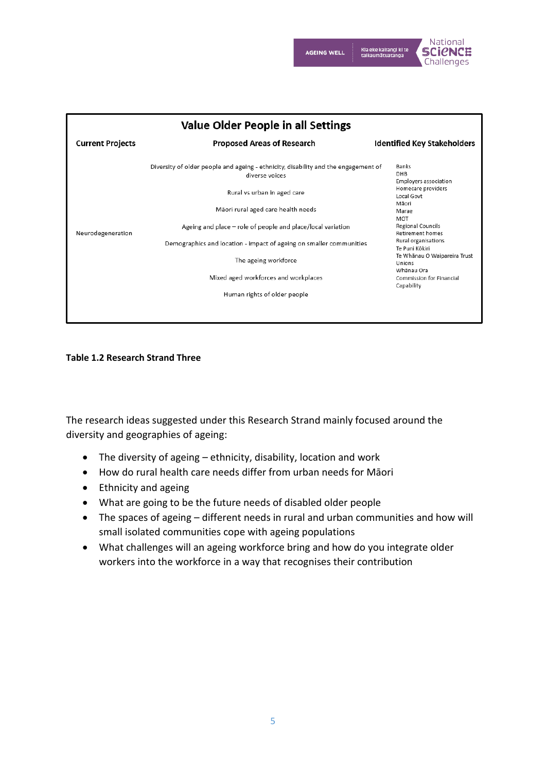| Value Older People in all Settings | | |
|---|---|---|
| **Current Projects** | **Proposed Areas of Research** | **Identified Key Stakeholders** |
| Neurodegeneration | Diversity of older people and ageing - ethnicity, disability and the engagement of diverse voices<br>Rural vs urban in aged care<br>Māori rural aged care health needs<br>Ageing and place – role of people and place/local variation<br>Demographics and location - impact of ageing on smaller communities<br>The ageing workforce<br>Mixed aged workforces and workplaces<br>Human rights of older people | Banks<br>DHB<br>Employers association<br>Homecare providers<br>Local Govt<br>Māori<br>Marae<br>MOT<br>Regional Councils<br>Retirement homes<br>Rural organisations<br>Te Puni Kōkiri<br>Te Whānau O Waipareira Trust<br>Unions<br>Whānau Ora<br>Commission for Financial Capability |

**Table 1.2 Research Strand Three**

The research ideas suggested under this Research Strand mainly focused around the diversity and geographies of ageing:

- The diversity of ageing – ethnicity, disability, location and work
- How do rural health care needs differ from urban needs for Māori
- Ethnicity and ageing
- What are going to be the future needs of disabled older people
- The spaces of ageing – different needs in rural and urban communities and how will small isolated communities cope with ageing populations
- What challenges will an ageing workforce bring and how do you integrate older workers into the workforce in a way that recognises their contribution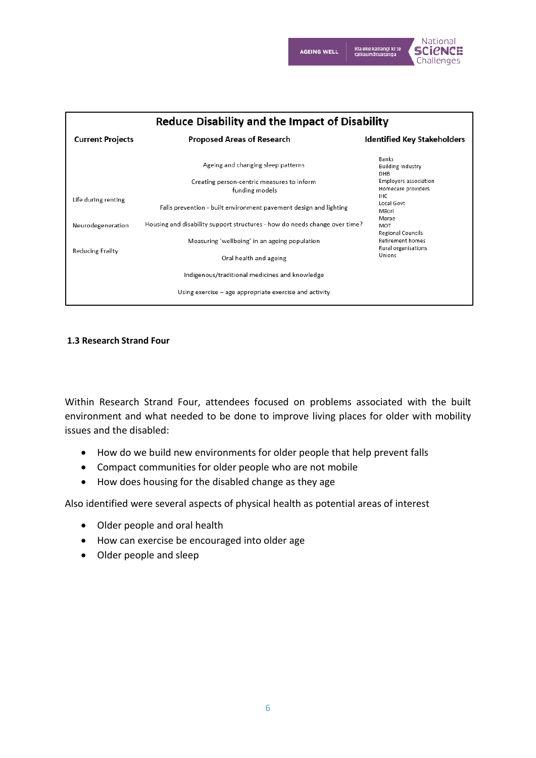| Reduce Disability and the Impact of Disability | | |
|---|---|---|
| **Current Projects** | **Proposed Areas of Research** | **Identified Key Stakeholders** |
| Life during renting<br>Neurodegeneration<br>Reducing Frailty | Ageing and changing sleep patterns<br>Creating person-centric measures to inform funding models<br>Falls prevention - built environment pavement design and lighting<br>Housing and disability support structures - how do needs change over time?<br>Measuring 'wellbeing' in an ageing population<br>Oral health and ageing<br>Indigenous/traditional medicines and knowledge<br>Using exercise – age appropriate exercise and activity | Banks<br>Building industry<br>DHB<br>Employers association<br>Homecare providers<br>IHC<br>Local Govt<br>Māori<br>Marae<br>MOT<br>Regional Councils<br>Retirement homes<br>Rural organisations<br>Unions |

### 1.3 Research Strand Four

Within Research Strand Four, attendees focused on problems associated with the built environment and what needed to be done to improve living places for older with mobility issues and the disabled:

- How do we build new environments for older people that help prevent falls
- Compact communities for older people who are not mobile
- How does housing for the disabled change as they age

Also identified were several aspects of physical health as potential areas of interest

- Older people and oral health
- How can exercise be encouraged into older age
- Older people and sleep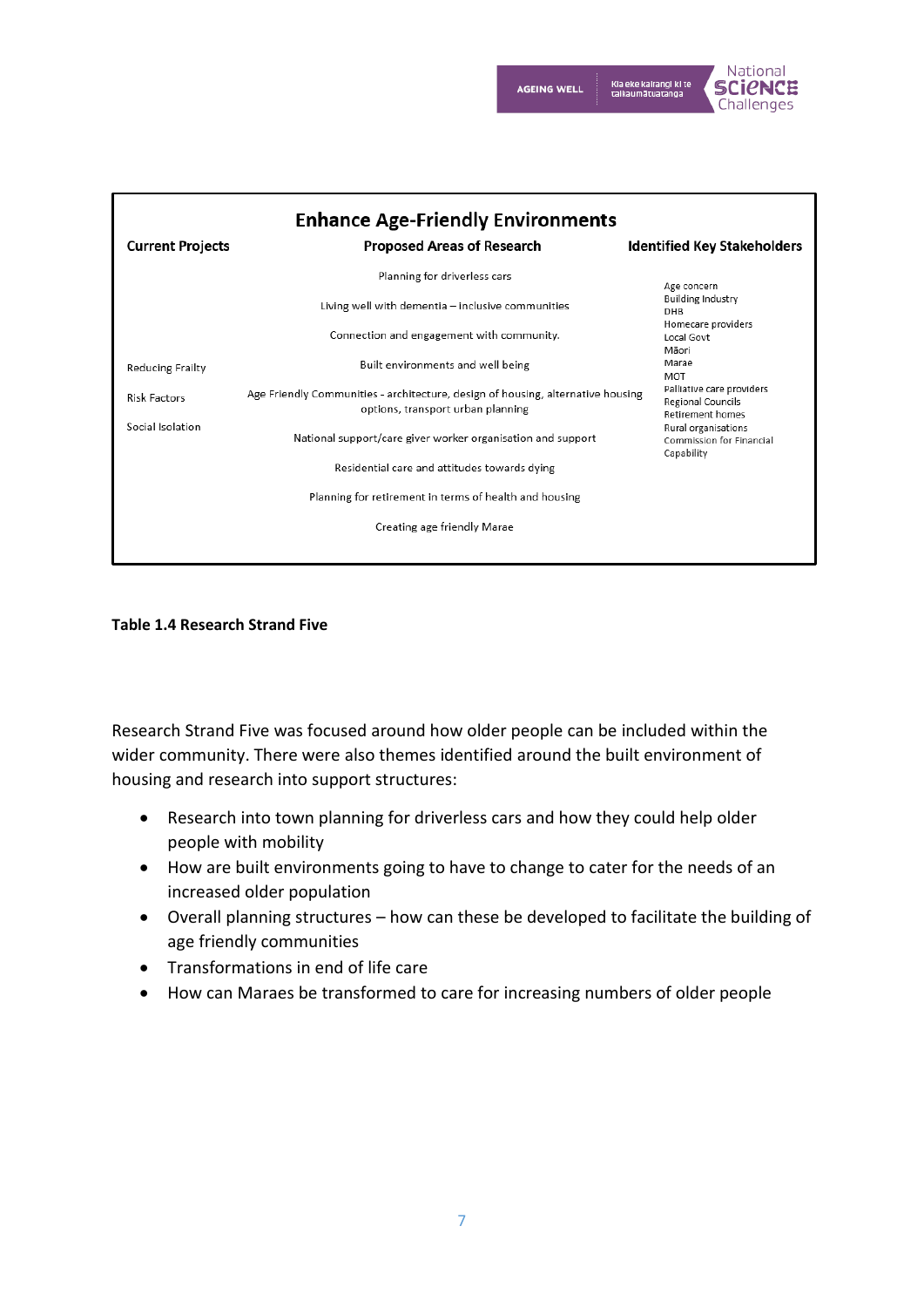| Enhance Age-Friendly Environments | | |
|---|---|---|
| **Current Projects** | **Proposed Areas of Research** | **Identified Key Stakeholders** |
| Reducing Frailty<br>Risk Factors<br>Social Isolation | Planning for driverless cars<br>Living well with dementia – inclusive communities<br>Connection and engagement with community.<br>Built environments and well being<br>Age Friendly Communities - architecture, design of housing, alternative housing options, transport urban planning<br>National support/care giver worker organisation and support<br>Residential care and attitudes towards dying<br>Planning for retirement in terms of health and housing<br>Creating age friendly Marae | Age concern<br>Building Industry<br>DHB<br>Homecare providers<br>Local Govt<br>Māori<br>Marae<br>MOT<br>Palliative care providers<br>Regional Councils<br>Retirement homes<br>Rural organisations<br>Commission for Financial Capability |

**Table 1.4 Research Strand Five**

Research Strand Five was focused around how older people can be included within the wider community. There were also themes identified around the built environment of housing and research into support structures:

- Research into town planning for driverless cars and how they could help older people with mobility
- How are built environments going to have to change to cater for the needs of an increased older population
- Overall planning structures – how can these be developed to facilitate the building of age friendly communities
- Transformations in end of life care
- How can Maraes be transformed to care for increasing numbers of older people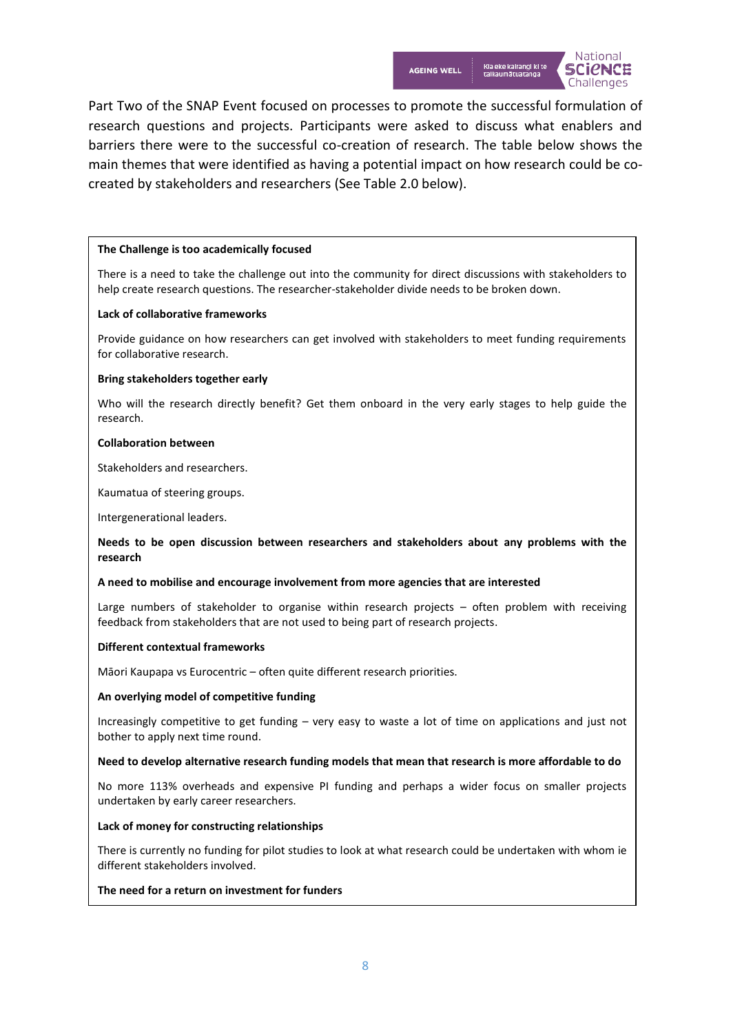Part Two of the SNAP Event focused on processes to promote the successful formulation of research questions and projects. Participants were asked to discuss what enablers and barriers there were to the successful co-creation of research. The table below shows the main themes that were identified as having a potential impact on how research could be co-created by stakeholders and researchers (See Table 2.0 below).

**The Challenge is too academically focused**

There is a need to take the challenge out into the community for direct discussions with stakeholders to help create research questions. The researcher-stakeholder divide needs to be broken down.

**Lack of collaborative frameworks**

Provide guidance on how researchers can get involved with stakeholders to meet funding requirements for collaborative research.

**Bring stakeholders together early**

Who will the research directly benefit? Get them onboard in the very early stages to help guide the research.

**Collaboration between**

Stakeholders and researchers.

Kaumatua of steering groups.

Intergenerational leaders.

**Needs to be open discussion between researchers and stakeholders about any problems with the research**

**A need to mobilise and encourage involvement from more agencies that are interested**

Large numbers of stakeholder to organise within research projects – often problem with receiving feedback from stakeholders that are not used to being part of research projects.

**Different contextual frameworks**

Māori Kaupapa vs Eurocentric – often quite different research priorities.

**An overlying model of competitive funding**

Increasingly competitive to get funding – very easy to waste a lot of time on applications and just not bother to apply next time round.

**Need to develop alternative research funding models that mean that research is more affordable to do**

No more 113% overheads and expensive PI funding and perhaps a wider focus on smaller projects undertaken by early career researchers.

**Lack of money for constructing relationships**

There is currently no funding for pilot studies to look at what research could be undertaken with whom ie different stakeholders involved.

**The need for a return on investment for funders**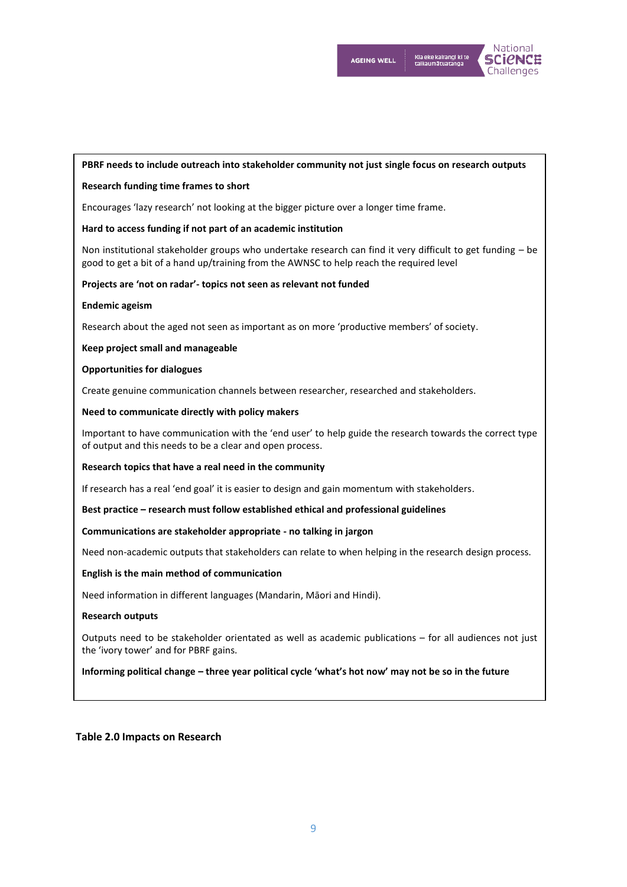**PBRF needs to include outreach into stakeholder community not just single focus on research outputs**

**Research funding time frames to short**

Encourages 'lazy research' not looking at the bigger picture over a longer time frame.

**Hard to access funding if not part of an academic institution**

Non institutional stakeholder groups who undertake research can find it very difficult to get funding – be good to get a bit of a hand up/training from the AWNSC to help reach the required level

**Projects are 'not on radar'- topics not seen as relevant not funded**

**Endemic ageism**

Research about the aged not seen as important as on more 'productive members' of society.

**Keep project small and manageable**

**Opportunities for dialogues**

Create genuine communication channels between researcher, researched and stakeholders.

**Need to communicate directly with policy makers**

Important to have communication with the 'end user' to help guide the research towards the correct type of output and this needs to be a clear and open process.

**Research topics that have a real need in the community**

If research has a real 'end goal' it is easier to design and gain momentum with stakeholders.

**Best practice – research must follow established ethical and professional guidelines**

**Communications are stakeholder appropriate - no talking in jargon**

Need non-academic outputs that stakeholders can relate to when helping in the research design process.

**English is the main method of communication**

Need information in different languages (Mandarin, Māori and Hindi).

**Research outputs**

Outputs need to be stakeholder orientated as well as academic publications – for all audiences not just the 'ivory tower' and for PBRF gains.

**Informing political change – three year political cycle 'what's hot now' may not be so in the future**

**Table 2.0 Impacts on Research**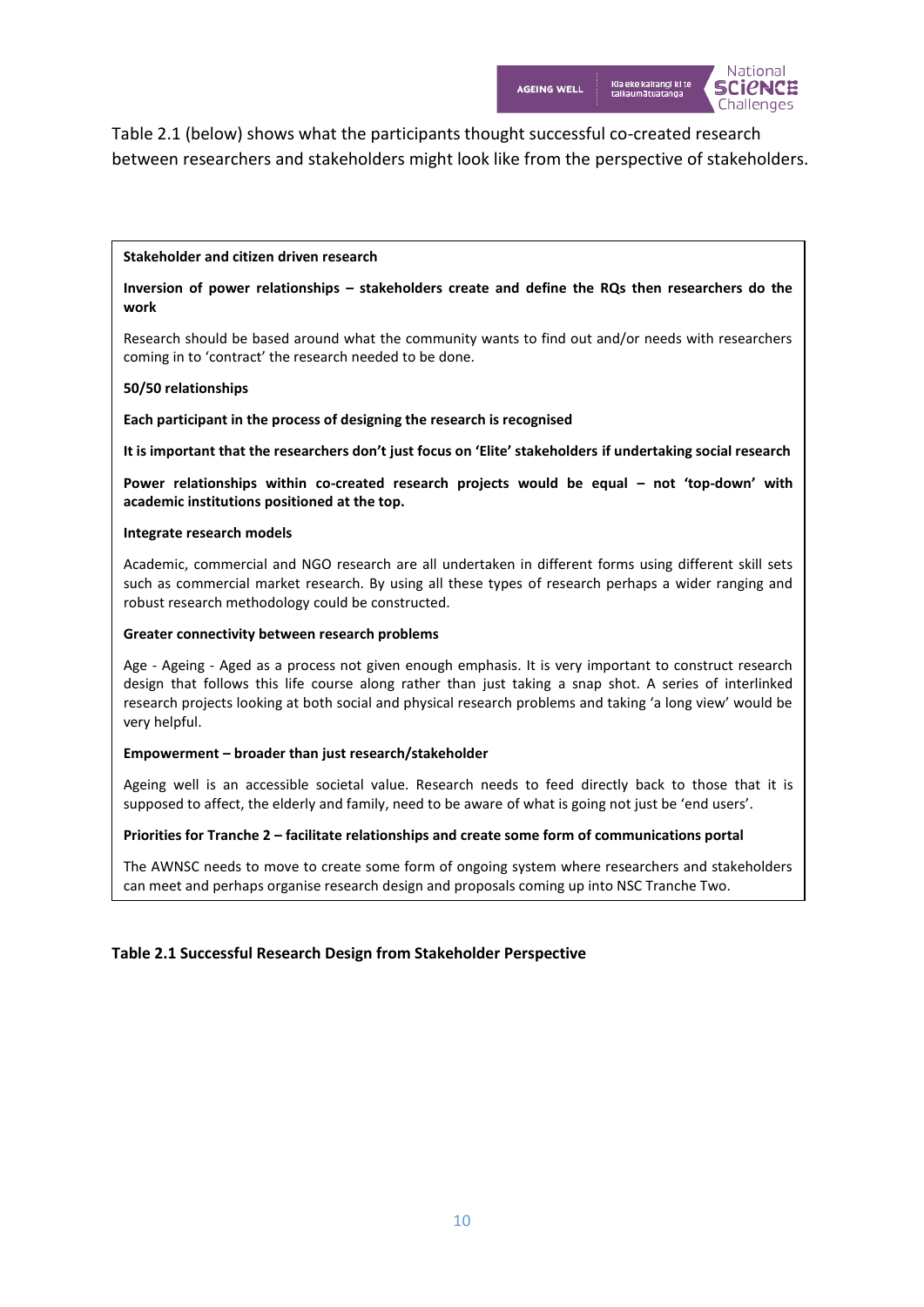Table 2.1 (below) shows what the participants thought successful co-created research between researchers and stakeholders might look like from the perspective of stakeholders.

**Stakeholder and citizen driven research**

**Inversion of power relationships – stakeholders create and define the RQs then researchers do the work**

Research should be based around what the community wants to find out and/or needs with researchers coming in to 'contract' the research needed to be done.

**50/50 relationships**

**Each participant in the process of designing the research is recognised**

**It is important that the researchers don't just focus on 'Elite' stakeholders if undertaking social research**

**Power relationships within co-created research projects would be equal – not 'top-down' with academic institutions positioned at the top.**

**Integrate research models**

Academic, commercial and NGO research are all undertaken in different forms using different skill sets such as commercial market research. By using all these types of research perhaps a wider ranging and robust research methodology could be constructed.

**Greater connectivity between research problems**

Age - Ageing - Aged as a process not given enough emphasis. It is very important to construct research design that follows this life course along rather than just taking a snap shot. A series of interlinked research projects looking at both social and physical research problems and taking 'a long view' would be very helpful.

**Empowerment – broader than just research/stakeholder**

Ageing well is an accessible societal value. Research needs to feed directly back to those that it is supposed to affect, the elderly and family, need to be aware of what is going not just be 'end users'.

**Priorities for Tranche 2 – facilitate relationships and create some form of communications portal**

The AWNSC needs to move to create some form of ongoing system where researchers and stakeholders can meet and perhaps organise research design and proposals coming up into NSC Tranche Two.

**Table 2.1 Successful Research Design from Stakeholder Perspective**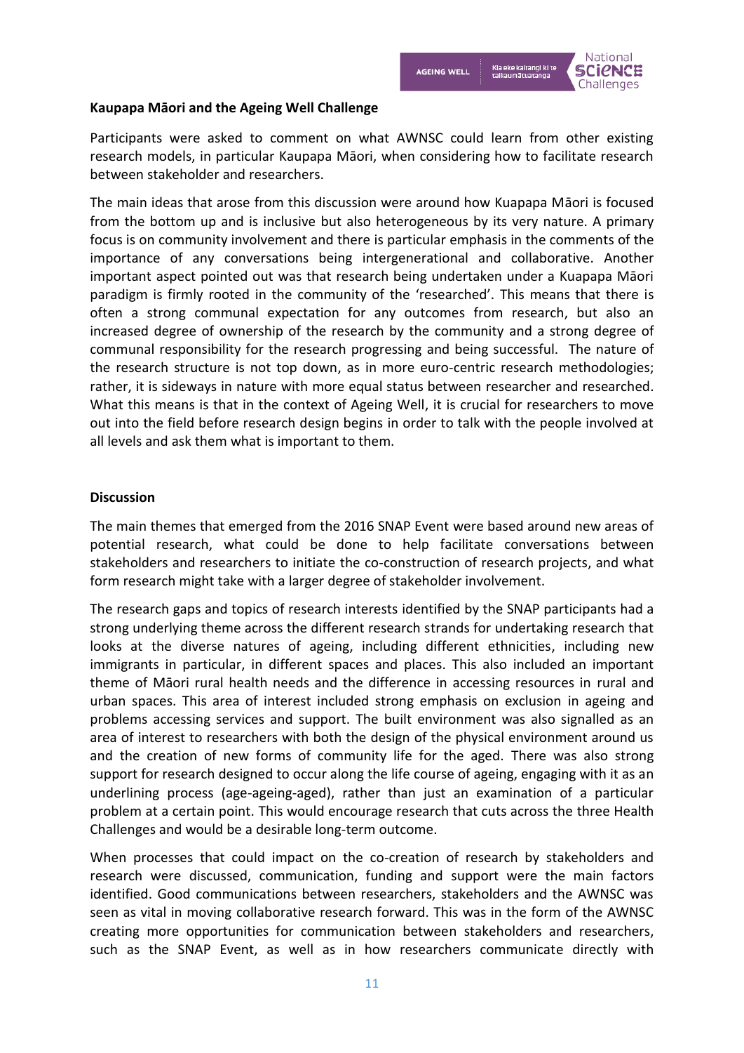**Kaupapa Māori and the Ageing Well Challenge**

Participants were asked to comment on what AWNSC could learn from other existing research models, in particular Kaupapa Māori, when considering how to facilitate research between stakeholder and researchers.

The main ideas that arose from this discussion were around how Kuapapa Māori is focused from the bottom up and is inclusive but also heterogeneous by its very nature. A primary focus is on community involvement and there is particular emphasis in the comments of the importance of any conversations being intergenerational and collaborative. Another important aspect pointed out was that research being undertaken under a Kuapapa Māori paradigm is firmly rooted in the community of the 'researched'. This means that there is often a strong communal expectation for any outcomes from research, but also an increased degree of ownership of the research by the community and a strong degree of communal responsibility for the research progressing and being successful. The nature of the research structure is not top down, as in more euro-centric research methodologies; rather, it is sideways in nature with more equal status between researcher and researched. What this means is that in the context of Ageing Well, it is crucial for researchers to move out into the field before research design begins in order to talk with the people involved at all levels and ask them what is important to them.

**Discussion**

The main themes that emerged from the 2016 SNAP Event were based around new areas of potential research, what could be done to help facilitate conversations between stakeholders and researchers to initiate the co-construction of research projects, and what form research might take with a larger degree of stakeholder involvement.

The research gaps and topics of research interests identified by the SNAP participants had a strong underlying theme across the different research strands for undertaking research that looks at the diverse natures of ageing, including different ethnicities, including new immigrants in particular, in different spaces and places. This also included an important theme of Māori rural health needs and the difference in accessing resources in rural and urban spaces. This area of interest included strong emphasis on exclusion in ageing and problems accessing services and support. The built environment was also signalled as an area of interest to researchers with both the design of the physical environment around us and the creation of new forms of community life for the aged. There was also strong support for research designed to occur along the life course of ageing, engaging with it as an underlining process (age-ageing-aged), rather than just an examination of a particular problem at a certain point. This would encourage research that cuts across the three Health Challenges and would be a desirable long-term outcome.

When processes that could impact on the co-creation of research by stakeholders and research were discussed, communication, funding and support were the main factors identified. Good communications between researchers, stakeholders and the AWNSC was seen as vital in moving collaborative research forward. This was in the form of the AWNSC creating more opportunities for communication between stakeholders and researchers, such as the SNAP Event, as well as in how researchers communicate directly with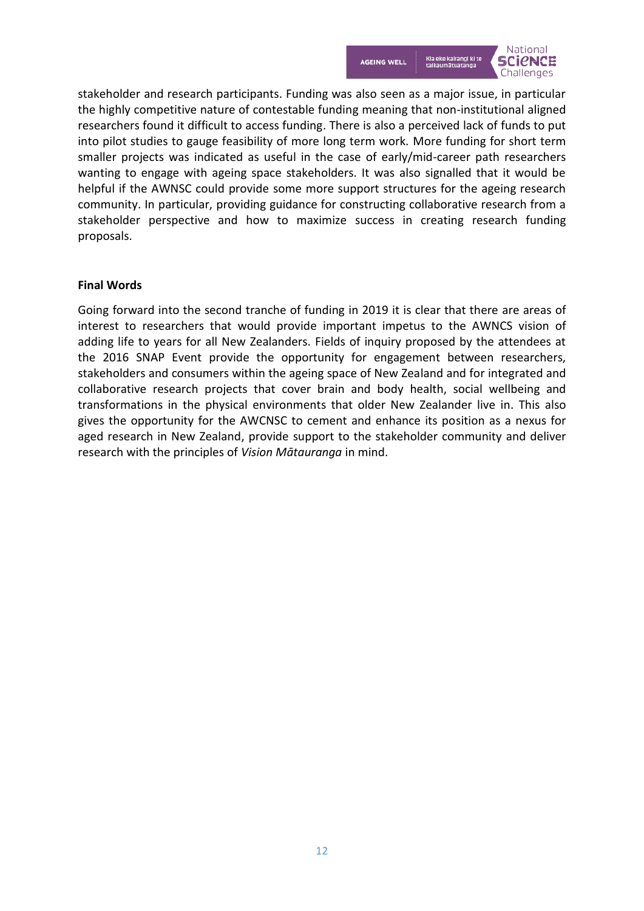stakeholder and research participants. Funding was also seen as a major issue, in particular the highly competitive nature of contestable funding meaning that non-institutional aligned researchers found it difficult to access funding. There is also a perceived lack of funds to put into pilot studies to gauge feasibility of more long term work. More funding for short term smaller projects was indicated as useful in the case of early/mid-career path researchers wanting to engage with ageing space stakeholders. It was also signalled that it would be helpful if the AWNSC could provide some more support structures for the ageing research community. In particular, providing guidance for constructing collaborative research from a stakeholder perspective and how to maximize success in creating research funding proposals.

**Final Words**

Going forward into the second tranche of funding in 2019 it is clear that there are areas of interest to researchers that would provide important impetus to the AWNCS vision of adding life to years for all New Zealanders. Fields of inquiry proposed by the attendees at the 2016 SNAP Event provide the opportunity for engagement between researchers, stakeholders and consumers within the ageing space of New Zealand and for integrated and collaborative research projects that cover brain and body health, social wellbeing and transformations in the physical environments that older New Zealander live in. This also gives the opportunity for the AWCNSC to cement and enhance its position as a nexus for aged research in New Zealand, provide support to the stakeholder community and deliver research with the principles of *Vision Mātauranga* in mind.